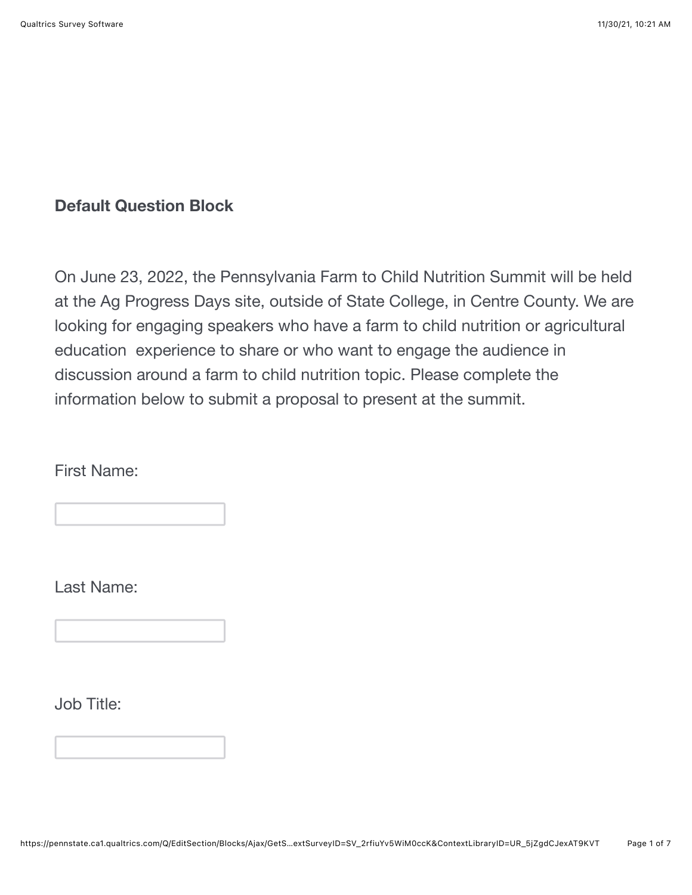## Default Question Block

On June 23, 2022, the Pennsylvania Farm to Child Nutrition Summit will be held at the Ag Progress Days site, outside of State College, in Centre County. We are looking for engaging speakers who have a farm to child nutrition or agricultural education experience to share or who want to engage the audience in discussion around a farm to child nutrition topic. Please complete the information below to submit a proposal to present at the summit.

First Name:

Last Name:

Job Title: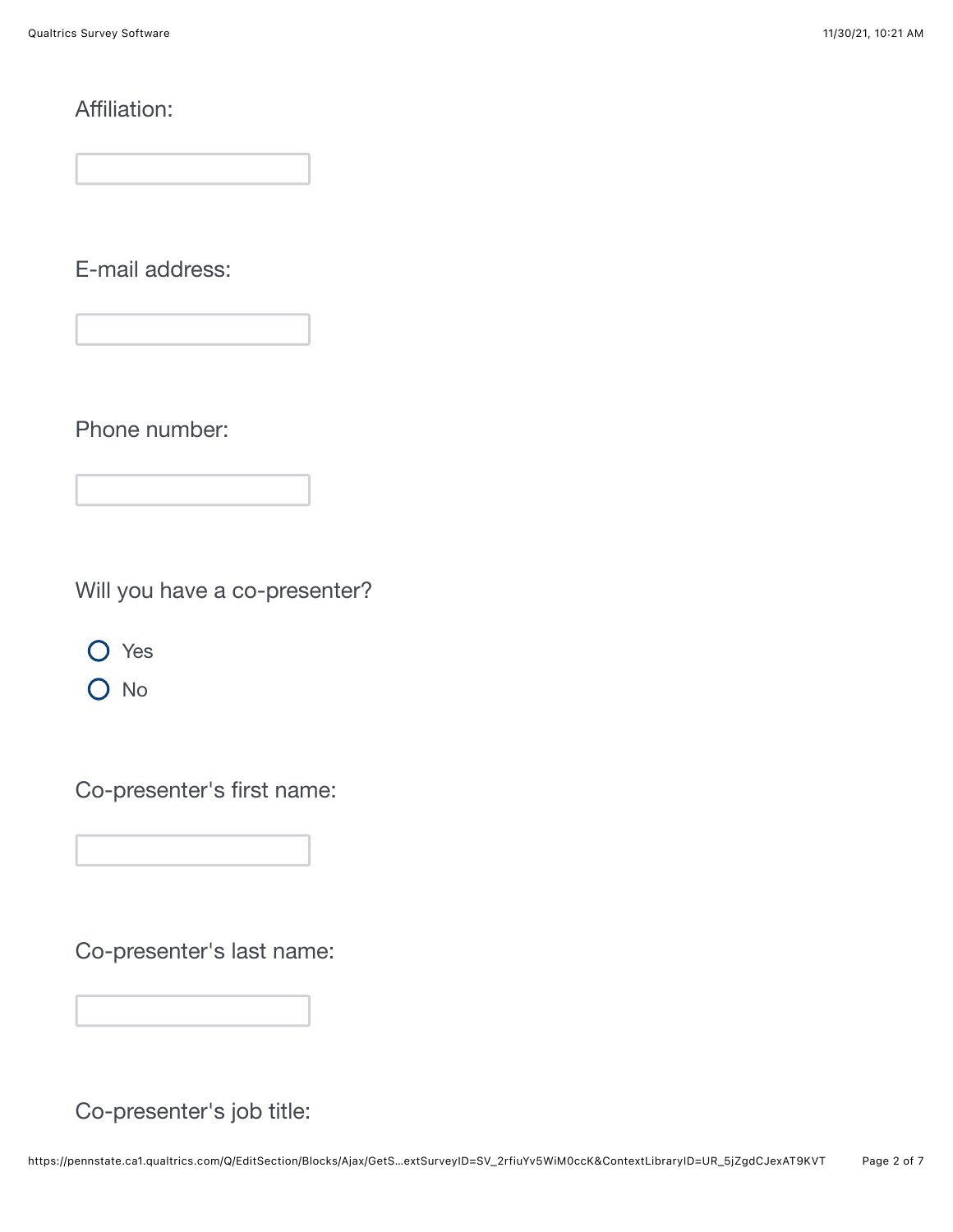Affiliation:

E-mail address:

Phone number:

Will you have a co-presenter?

- Yes
- No

Co-presenter's first name:

Co-presenter's last name:

Co-presenter's job title: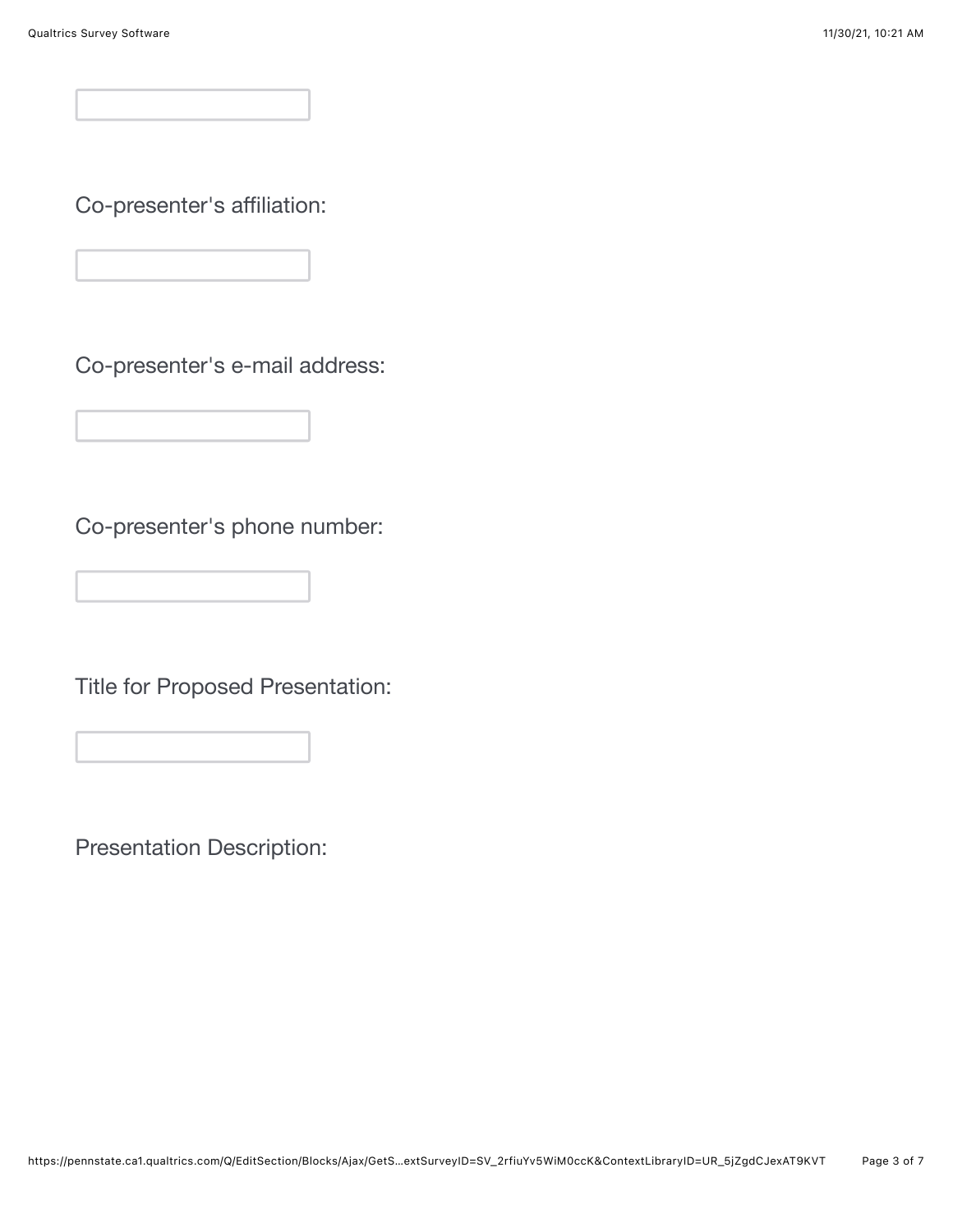Co-presenter's affiliation:

Co-presenter's e-mail address:

Co-presenter's phone number:

Title for Proposed Presentation:

Presentation Description: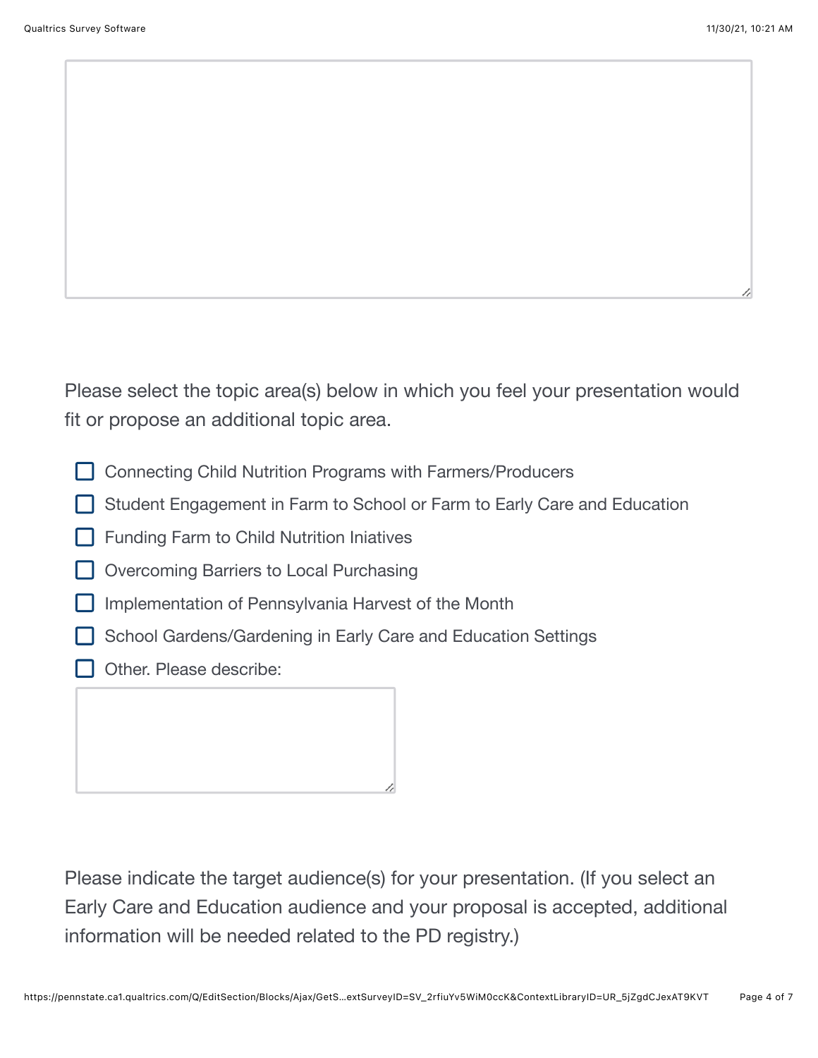Please select the topic area(s) below in which you feel your presentation would fit or propose an additional topic area.

- [ ] Connecting Child Nutrition Programs with Farmers/Producers
- [ ] Student Engagement in Farm to School or Farm to Early Care and Education
- [ ] Funding Farm to Child Nutrition Iniatives
- [ ] Overcoming Barriers to Local Purchasing
- [ ] Implementation of Pennsylvania Harvest of the Month
- [ ] School Gardens/Gardening in Early Care and Education Settings
- [ ] Other. Please describe:

Please indicate the target audience(s) for your presentation. (If you select an Early Care and Education audience and your proposal is accepted, additional information will be needed related to the PD registry.)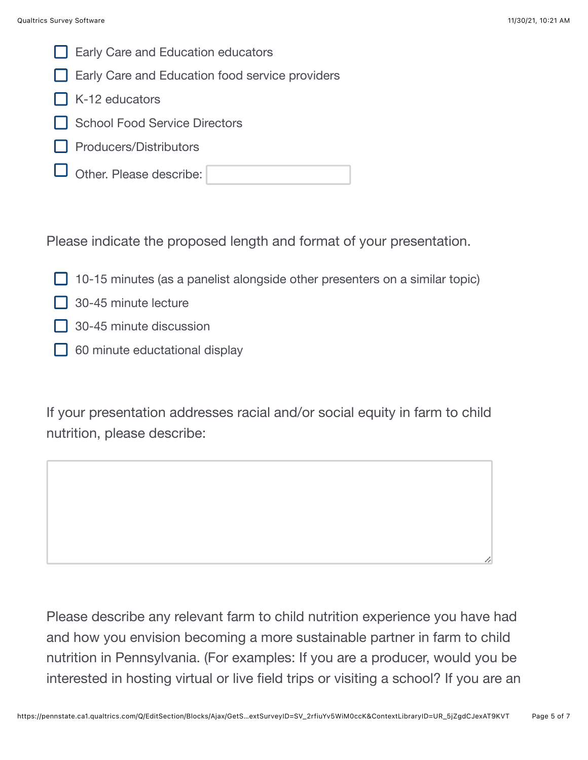- [ ] Early Care and Education educators
- [ ] Early Care and Education food service providers
- [ ] K-12 educators
- [ ] School Food Service Directors
- [ ] Producers/Distributors
- [ ] Other. Please describe: ____________

Please indicate the proposed length and format of your presentation.

- [ ] 10-15 minutes (as a panelist alongside other presenters on a similar topic)
- [ ] 30-45 minute lecture
- [ ] 30-45 minute discussion
- [ ] 60 minute eductational display

If your presentation addresses racial and/or social equity in farm to child nutrition, please describe:

____________

Please describe any relevant farm to child nutrition experience you have had and how you envision becoming a more sustainable partner in farm to child nutrition in Pennsylvania. (For examples: If you are a producer, would you be interested in hosting virtual or live field trips or visiting a school? If you are an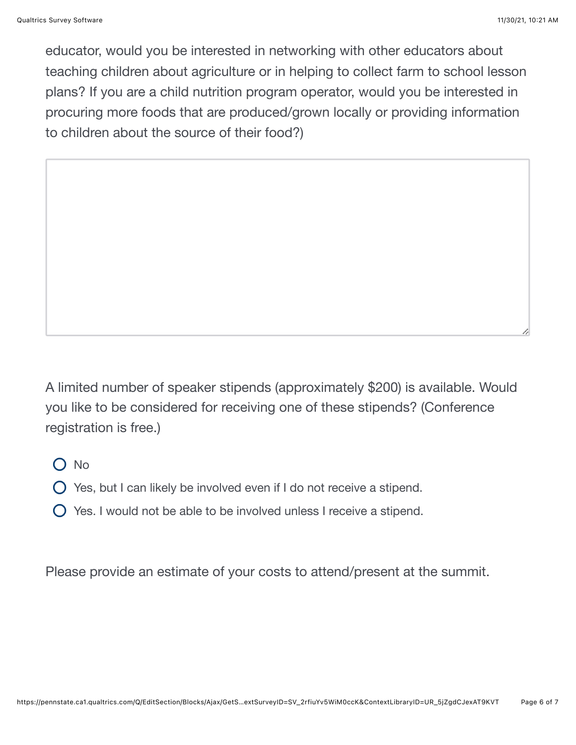educator, would you be interested in networking with other educators about teaching children about agriculture or in helping to collect farm to school lesson plans? If you are a child nutrition program operator, would you be interested in procuring more foods that are produced/grown locally or providing information to children about the source of their food?)

A limited number of speaker stipends (approximately $200) is available. Would you like to be considered for receiving one of these stipends? (Conference registration is free.)

- No
- Yes, but I can likely be involved even if I do not receive a stipend.
- Yes. I would not be able to be involved unless I receive a stipend.

Please provide an estimate of your costs to attend/present at the summit.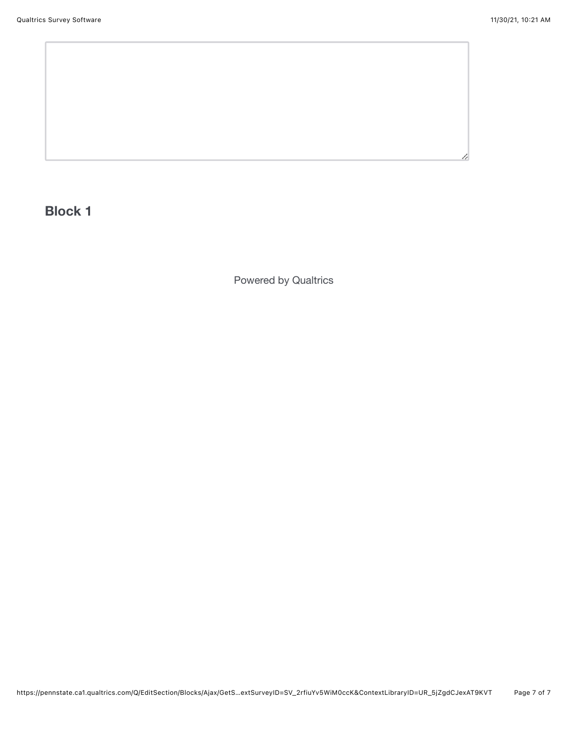## Block 1

Powered by Qualtrics